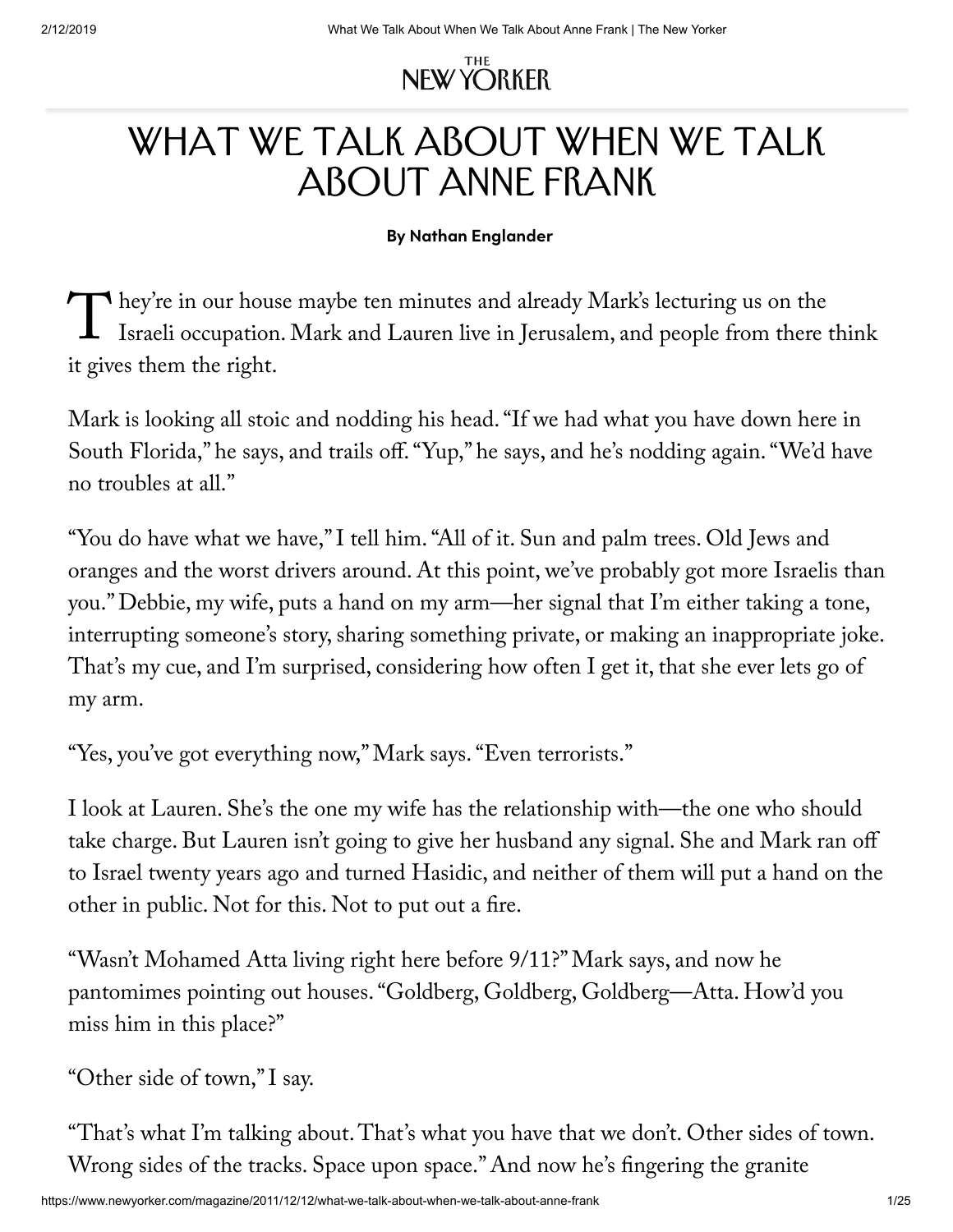# WHAT WE TALK ABOUT WHEN WE TALK ABOUT ANNE FRANK

**By Nathan Englander**

They're in our house maybe ten minutes and already Mark's lecturing us on the Israeli occupation. Mark and Lauren live in Jerusalem, and people from there think it gives them the right.

Mark is looking all stoic and nodding his head. "If we had what you have down here in South Florida," he says, and trails off. "Yup," he says, and he's nodding again. "We'd have no troubles at all."

"You do have what we have," I tell him. "All of it. Sun and palm trees. Old Jews and oranges and the worst drivers around. At this point, we've probably got more Israelis than you." Debbie, my wife, puts a hand on my arm—her signal that I'm either taking a tone, interrupting someone's story, sharing something private, or making an inappropriate joke. That's my cue, and I'm surprised, considering how often I get it, that she ever lets go of my arm.

"Yes, you've got everything now," Mark says. "Even terrorists."

I look at Lauren. She's the one my wife has the relationship with—the one who should take charge. But Lauren isn't going to give her husband any signal. She and Mark ran off to Israel twenty years ago and turned Hasidic, and neither of them will put a hand on the other in public. Not for this. Not to put out a fire.

"Wasn't Mohamed Atta living right here before 9/11?" Mark says, and now he pantomimes pointing out houses. "Goldberg, Goldberg, Goldberg—Atta. How'd you miss him in this place?"

"Other side of town," I say.

"That's what I'm talking about. That's what you have that we don't. Other sides of town. Wrong sides of the tracks. Space upon space." And now he's fingering the granite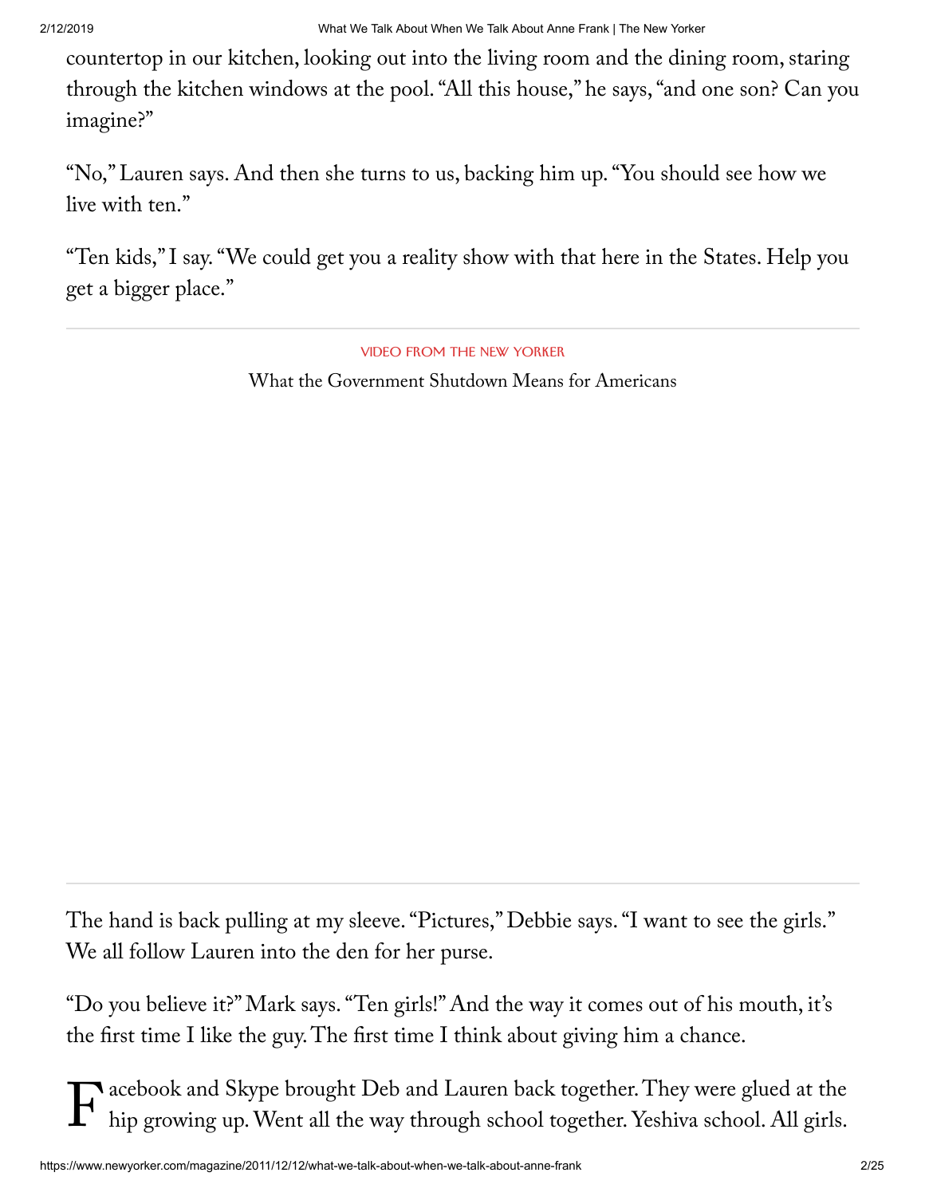countertop in our kitchen, looking out into the living room and the dining room, staring through the kitchen windows at the pool. "All this house," he says, "and one son? Can you imagine?"

"No," Lauren says. And then she turns to us, backing him up. "You should see how we live with ten."

"Ten kids," I say. "We could get you a reality show with that here in the States. Help you get a bigger place."

VIDEO FROM THE NEW YORKER

What the Government Shutdown Means for Americans

The hand is back pulling at my sleeve. "Pictures," Debbie says. "I want to see the girls." We all follow Lauren into the den for her purse.

"Do you believe it?" Mark says. "Ten girls!" And the way it comes out of his mouth, it's the first time I like the guy. The first time I think about giving him a chance.

Facebook and Skype brought Deb and Lauren back together. They were glued at the hip growing up. Went all the way through school together. Yeshiva school. All girls.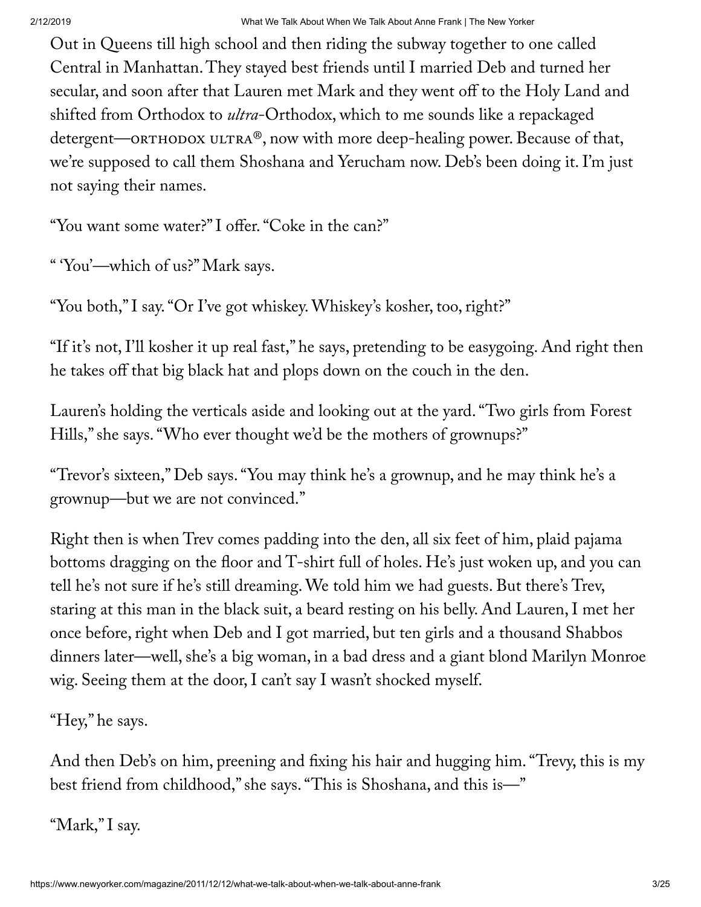Out in Queens till high school and then riding the subway together to one called Central in Manhattan. They stayed best friends until I married Deb and turned her secular, and soon after that Lauren met Mark and they went off to the Holy Land and shifted from Orthodox to *ultra*-Orthodox, which to me sounds like a repackaged detergent—ORTHODOX ULTRA®, now with more deep-healing power. Because of that, we're supposed to call them Shoshana and Yerucham now. Deb's been doing it. I'm just not saying their names.

"You want some water?" I offer. "Coke in the can?"

" 'You'—which of us?" Mark says.

"You both," I say. "Or I've got whiskey. Whiskey's kosher, too, right?"

"If it's not, I'll kosher it up real fast," he says, pretending to be easygoing. And right then he takes off that big black hat and plops down on the couch in the den.

Lauren's holding the verticals aside and looking out at the yard. "Two girls from Forest Hills," she says. "Who ever thought we'd be the mothers of grownups?"

"Trevor's sixteen," Deb says. "You may think he's a grownup, and he may think he's a grownup—but we are not convinced."

Right then is when Trev comes padding into the den, all six feet of him, plaid pajama bottoms dragging on the floor and T-shirt full of holes. He's just woken up, and you can tell he's not sure if he's still dreaming. We told him we had guests. But there's Trev, staring at this man in the black suit, a beard resting on his belly. And Lauren, I met her once before, right when Deb and I got married, but ten girls and a thousand Shabbos dinners later—well, she's a big woman, in a bad dress and a giant blond Marilyn Monroe wig. Seeing them at the door, I can't say I wasn't shocked myself.

"Hey," he says.

And then Deb's on him, preening and fixing his hair and hugging him. "Trevy, this is my best friend from childhood," she says. "This is Shoshana, and this is—"

"Mark," I say.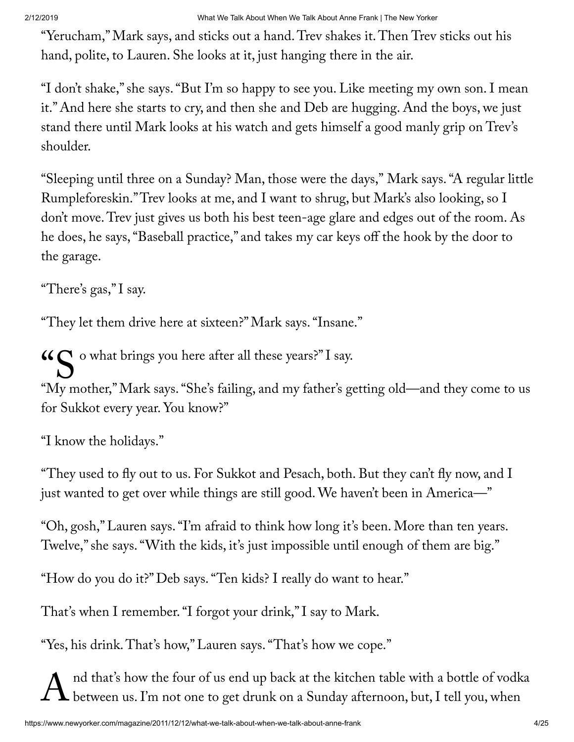"Yerucham," Mark says, and sticks out a hand. Trev shakes it. Then Trev sticks out his hand, polite, to Lauren. She looks at it, just hanging there in the air.

"I don't shake," she says. "But I'm so happy to see you. Like meeting my own son. I mean it." And here she starts to cry, and then she and Deb are hugging. And the boys, we just stand there until Mark looks at his watch and gets himself a good manly grip on Trev's shoulder.

"Sleeping until three on a Sunday? Man, those were the days," Mark says. "A regular little Rumpleforeskin." Trev looks at me, and I want to shrug, but Mark's also looking, so I don't move. Trev just gives us both his best teen-age glare and edges out of the room. As he does, he says, "Baseball practice," and takes my car keys off the hook by the door to the garage.

"There's gas," I say.

"They let them drive here at sixteen?" Mark says. "Insane."

"So what brings you here after all these years?" I say.

"My mother," Mark says. "She's failing, and my father's getting old—and they come to us for Sukkot every year. You know?"

"I know the holidays."

"They used to fly out to us. For Sukkot and Pesach, both. But they can't fly now, and I just wanted to get over while things are still good. We haven't been in America—"

"Oh, gosh," Lauren says. "I'm afraid to think how long it's been. More than ten years. Twelve," she says. "With the kids, it's just impossible until enough of them are big."

"How do you do it?" Deb says. "Ten kids? I really do want to hear."

That's when I remember. "I forgot your drink," I say to Mark.

"Yes, his drink. That's how," Lauren says. "That's how we cope."

And that's how the four of us end up back at the kitchen table with a bottle of vodka between us. I'm not one to get drunk on a Sunday afternoon, but, I tell you, when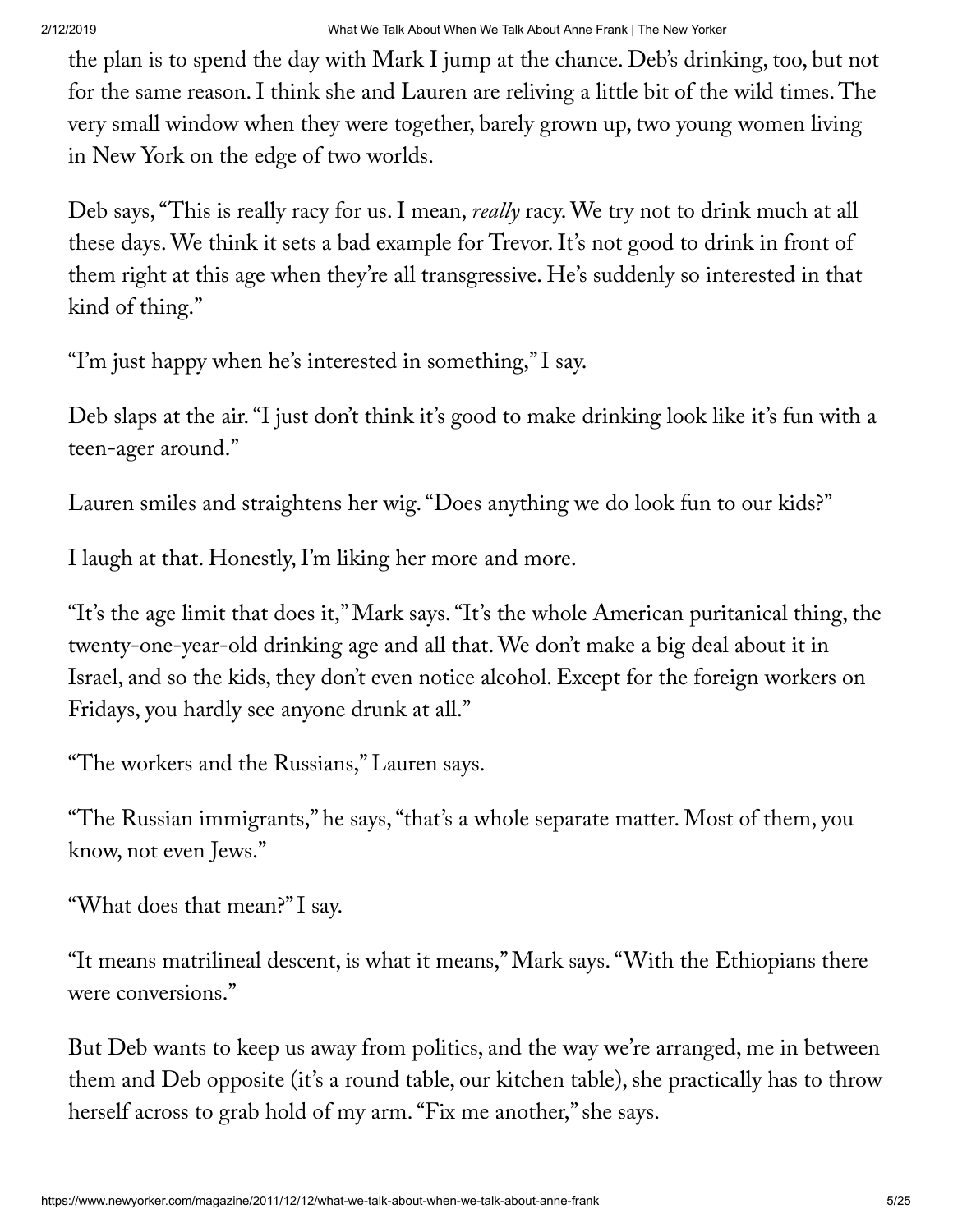the plan is to spend the day with Mark I jump at the chance. Deb's drinking, too, but not for the same reason. I think she and Lauren are reliving a little bit of the wild times. The very small window when they were together, barely grown up, two young women living in New York on the edge of two worlds.

Deb says, "This is really racy for us. I mean, *really* racy. We try not to drink much at all these days. We think it sets a bad example for Trevor. It's not good to drink in front of them right at this age when they're all transgressive. He's suddenly so interested in that kind of thing."

"I'm just happy when he's interested in something," I say.

Deb slaps at the air. "I just don't think it's good to make drinking look like it's fun with a teen-ager around."

Lauren smiles and straightens her wig. "Does anything we do look fun to our kids?"

I laugh at that. Honestly, I'm liking her more and more.

"It's the age limit that does it," Mark says. "It's the whole American puritanical thing, the twenty-one-year-old drinking age and all that. We don't make a big deal about it in Israel, and so the kids, they don't even notice alcohol. Except for the foreign workers on Fridays, you hardly see anyone drunk at all."

"The workers and the Russians," Lauren says.

"The Russian immigrants," he says, "that's a whole separate matter. Most of them, you know, not even Jews."

"What does that mean?" I say.

"It means matrilineal descent, is what it means," Mark says. "With the Ethiopians there were conversions."

But Deb wants to keep us away from politics, and the way we're arranged, me in between them and Deb opposite (it's a round table, our kitchen table), she practically has to throw herself across to grab hold of my arm. "Fix me another," she says.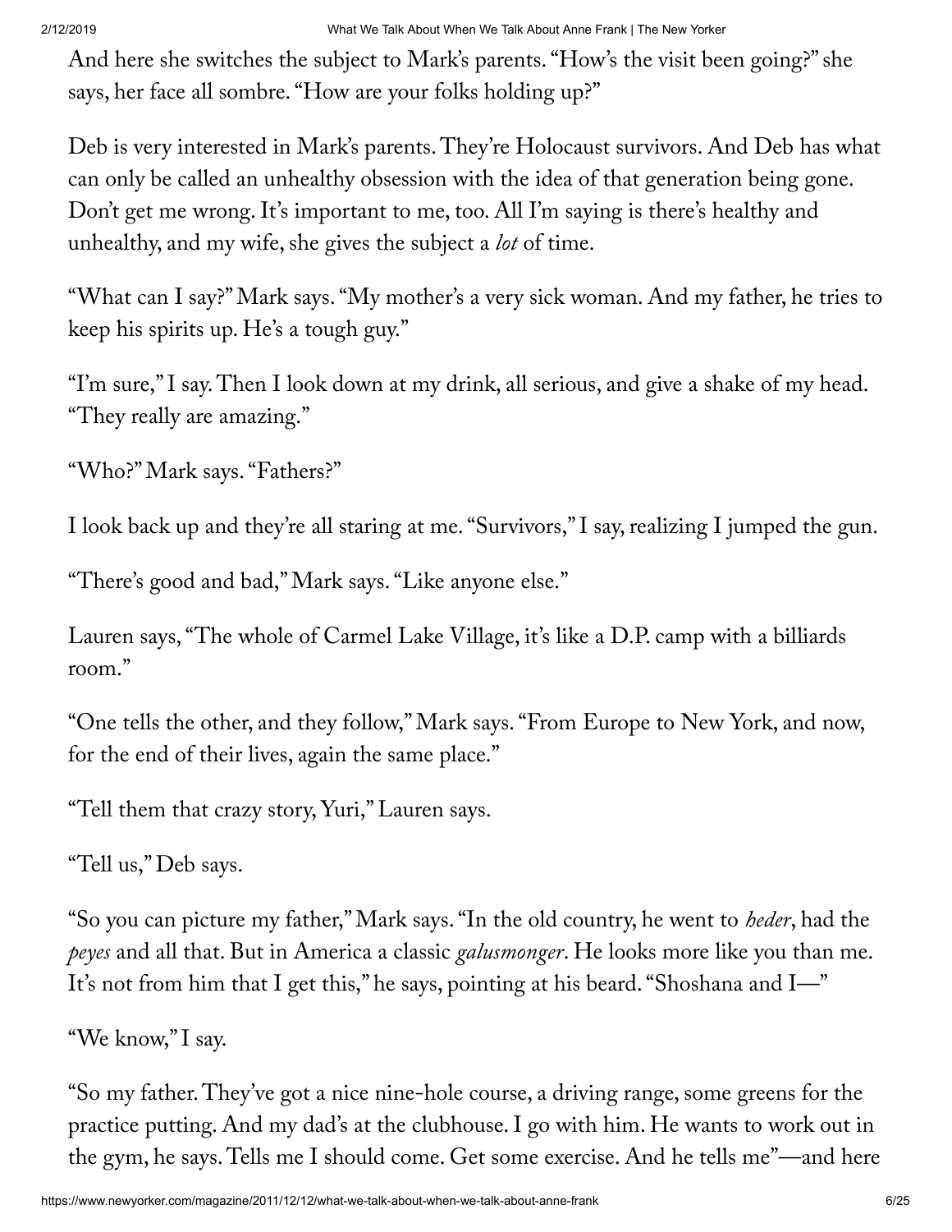And here she switches the subject to Mark's parents. "How's the visit been going?" she says, her face all sombre. "How are your folks holding up?"

Deb is very interested in Mark's parents. They're Holocaust survivors. And Deb has what can only be called an unhealthy obsession with the idea of that generation being gone. Don't get me wrong. It's important to me, too. All I'm saying is there's healthy and unhealthy, and my wife, she gives the subject a *lot* of time.

"What can I say?" Mark says. "My mother's a very sick woman. And my father, he tries to keep his spirits up. He's a tough guy."

"I'm sure," I say. Then I look down at my drink, all serious, and give a shake of my head. "They really are amazing."

"Who?" Mark says. "Fathers?"

I look back up and they're all staring at me. "Survivors," I say, realizing I jumped the gun.

"There's good and bad," Mark says. "Like anyone else."

Lauren says, "The whole of Carmel Lake Village, it's like a D.P. camp with a billiards room."

"One tells the other, and they follow," Mark says. "From Europe to New York, and now, for the end of their lives, again the same place."

"Tell them that crazy story, Yuri," Lauren says.

"Tell us," Deb says.

"So you can picture my father," Mark says. "In the old country, he went to *heder*, had the *peyes* and all that. But in America a classic *galusmonger*. He looks more like you than me. It's not from him that I get this," he says, pointing at his beard. "Shoshana and I—"

"We know," I say.

"So my father. They've got a nice nine-hole course, a driving range, some greens for the practice putting. And my dad's at the clubhouse. I go with him. He wants to work out in the gym, he says. Tells me I should come. Get some exercise. And he tells me"—and here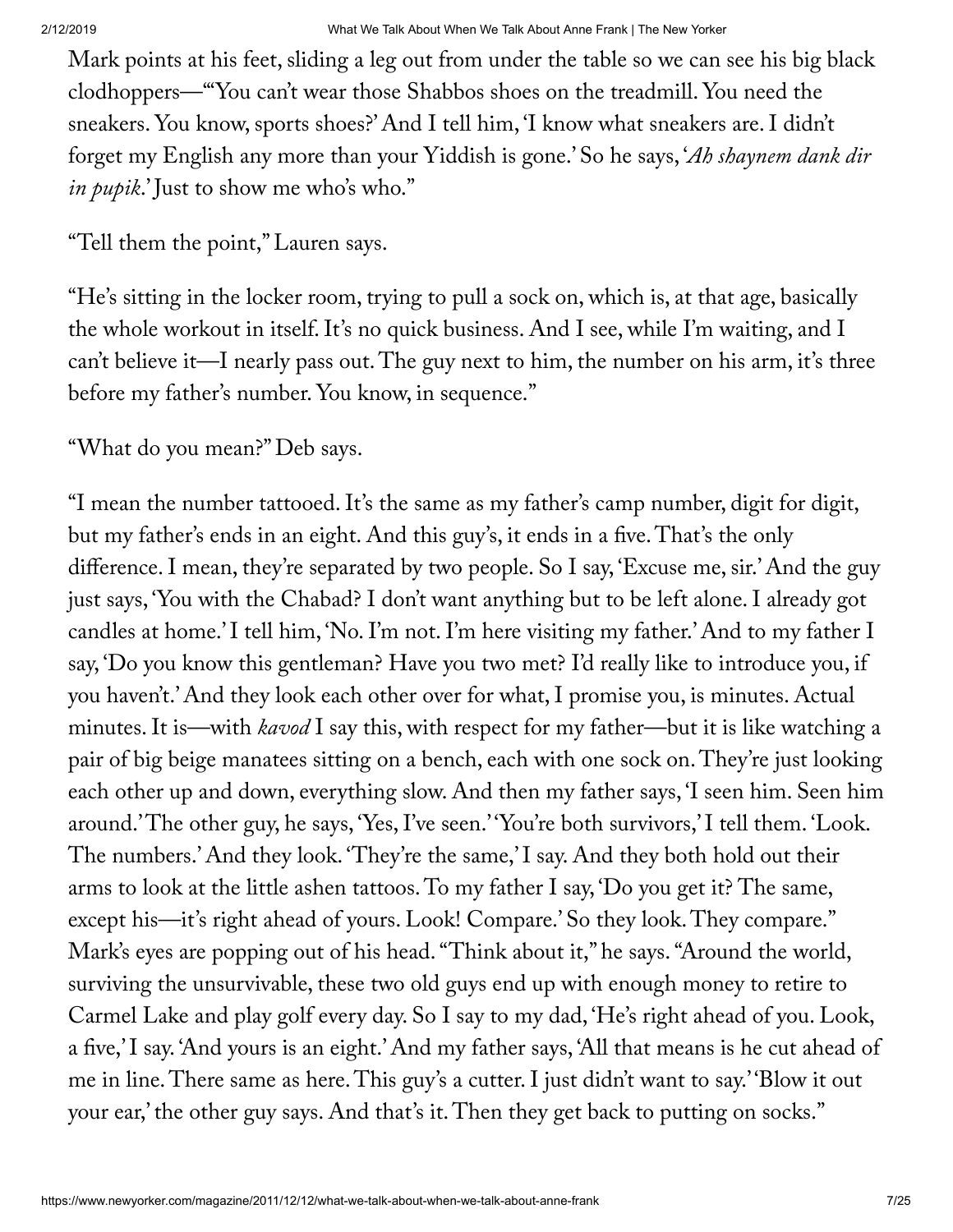Mark points at his feet, sliding a leg out from under the table so we can see his big black clodhoppers—"'You can't wear those Shabbos shoes on the treadmill. You need the sneakers. You know, sports shoes?' And I tell him, 'I know what sneakers are. I didn't forget my English any more than your Yiddish is gone.' So he says, '*Ah shaynem dank dir in pupik*.' Just to show me who's who."

"Tell them the point," Lauren says.

"He's sitting in the locker room, trying to pull a sock on, which is, at that age, basically the whole workout in itself. It's no quick business. And I see, while I'm waiting, and I can't believe it—I nearly pass out. The guy next to him, the number on his arm, it's three before my father's number. You know, in sequence."

"What do you mean?" Deb says.

"I mean the number tattooed. It's the same as my father's camp number, digit for digit, but my father's ends in an eight. And this guy's, it ends in a five. That's the only difference. I mean, they're separated by two people. So I say, 'Excuse me, sir.' And the guy just says, 'You with the Chabad? I don't want anything but to be left alone. I already got candles at home.' I tell him, 'No. I'm not. I'm here visiting my father.' And to my father I say, 'Do you know this gentleman? Have you two met? I'd really like to introduce you, if you haven't.' And they look each other over for what, I promise you, is minutes. Actual minutes. It is—with *kavod* I say this, with respect for my father—but it is like watching a pair of big beige manatees sitting on a bench, each with one sock on. They're just looking each other up and down, everything slow. And then my father says, 'I seen him. Seen him around.' The other guy, he says, 'Yes, I've seen.' 'You're both survivors,' I tell them. 'Look. The numbers.' And they look. 'They're the same,' I say. And they both hold out their arms to look at the little ashen tattoos. To my father I say, 'Do you get it? The same, except his—it's right ahead of yours. Look! Compare.' So they look. They compare." Mark's eyes are popping out of his head. "Think about it," he says. "Around the world, surviving the unsurvivable, these two old guys end up with enough money to retire to Carmel Lake and play golf every day. So I say to my dad, 'He's right ahead of you. Look, a five,' I say. 'And yours is an eight.' And my father says, 'All that means is he cut ahead of me in line. There same as here. This guy's a cutter. I just didn't want to say.' 'Blow it out your ear,' the other guy says. And that's it. Then they get back to putting on socks."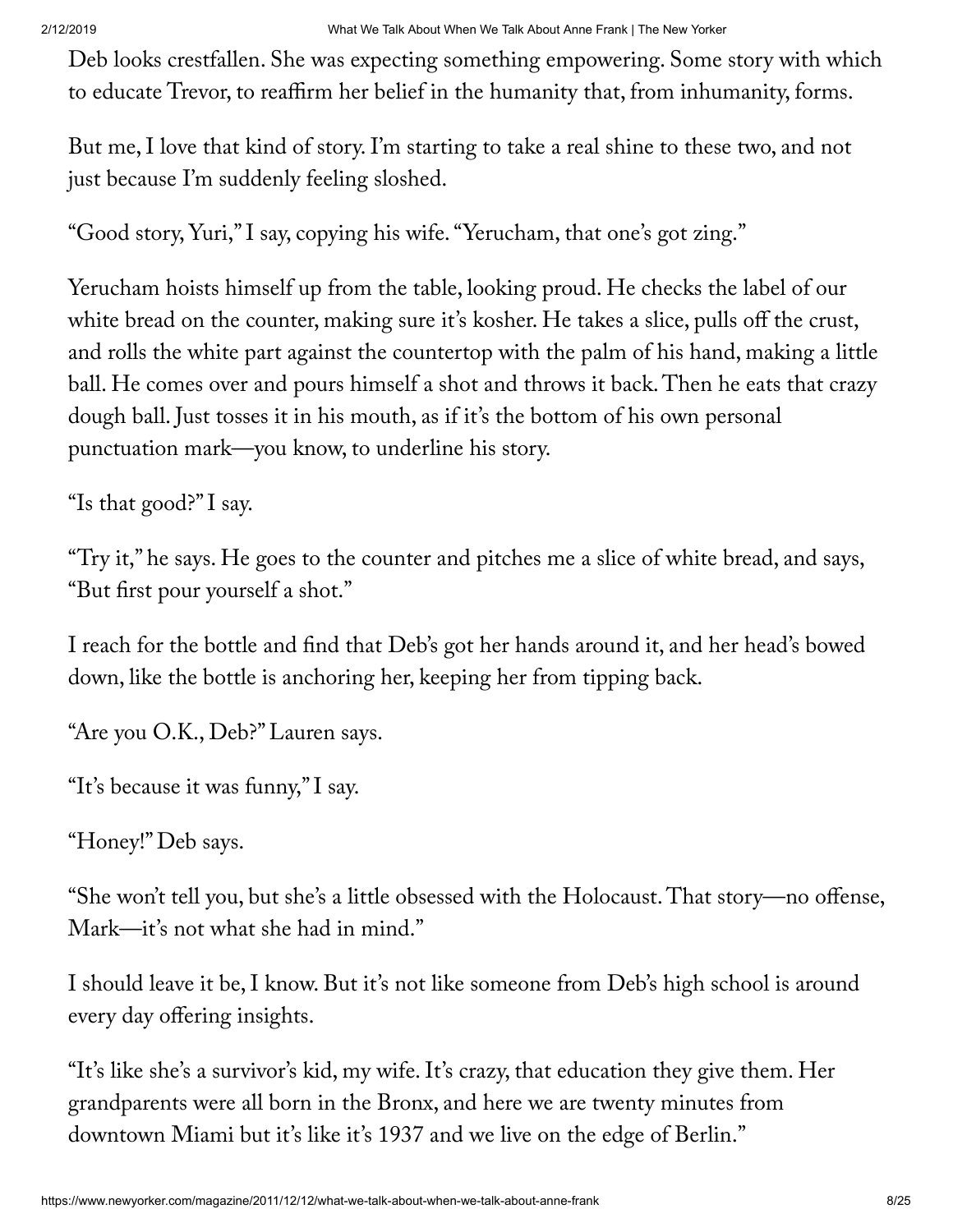Deb looks crestfallen. She was expecting something empowering. Some story with which to educate Trevor, to reaffirm her belief in the humanity that, from inhumanity, forms.

But me, I love that kind of story. I'm starting to take a real shine to these two, and not just because I'm suddenly feeling sloshed.

"Good story, Yuri," I say, copying his wife. "Yerucham, that one's got zing."

Yerucham hoists himself up from the table, looking proud. He checks the label of our white bread on the counter, making sure it's kosher. He takes a slice, pulls off the crust, and rolls the white part against the countertop with the palm of his hand, making a little ball. He comes over and pours himself a shot and throws it back. Then he eats that crazy dough ball. Just tosses it in his mouth, as if it's the bottom of his own personal punctuation mark—you know, to underline his story.

"Is that good?" I say.

"Try it," he says. He goes to the counter and pitches me a slice of white bread, and says, "But first pour yourself a shot."

I reach for the bottle and find that Deb's got her hands around it, and her head's bowed down, like the bottle is anchoring her, keeping her from tipping back.

"Are you O.K., Deb?" Lauren says.

"It's because it was funny," I say.

"Honey!" Deb says.

"She won't tell you, but she's a little obsessed with the Holocaust. That story—no offense, Mark—it's not what she had in mind."

I should leave it be, I know. But it's not like someone from Deb's high school is around every day offering insights.

"It's like she's a survivor's kid, my wife. It's crazy, that education they give them. Her grandparents were all born in the Bronx, and here we are twenty minutes from downtown Miami but it's like it's 1937 and we live on the edge of Berlin."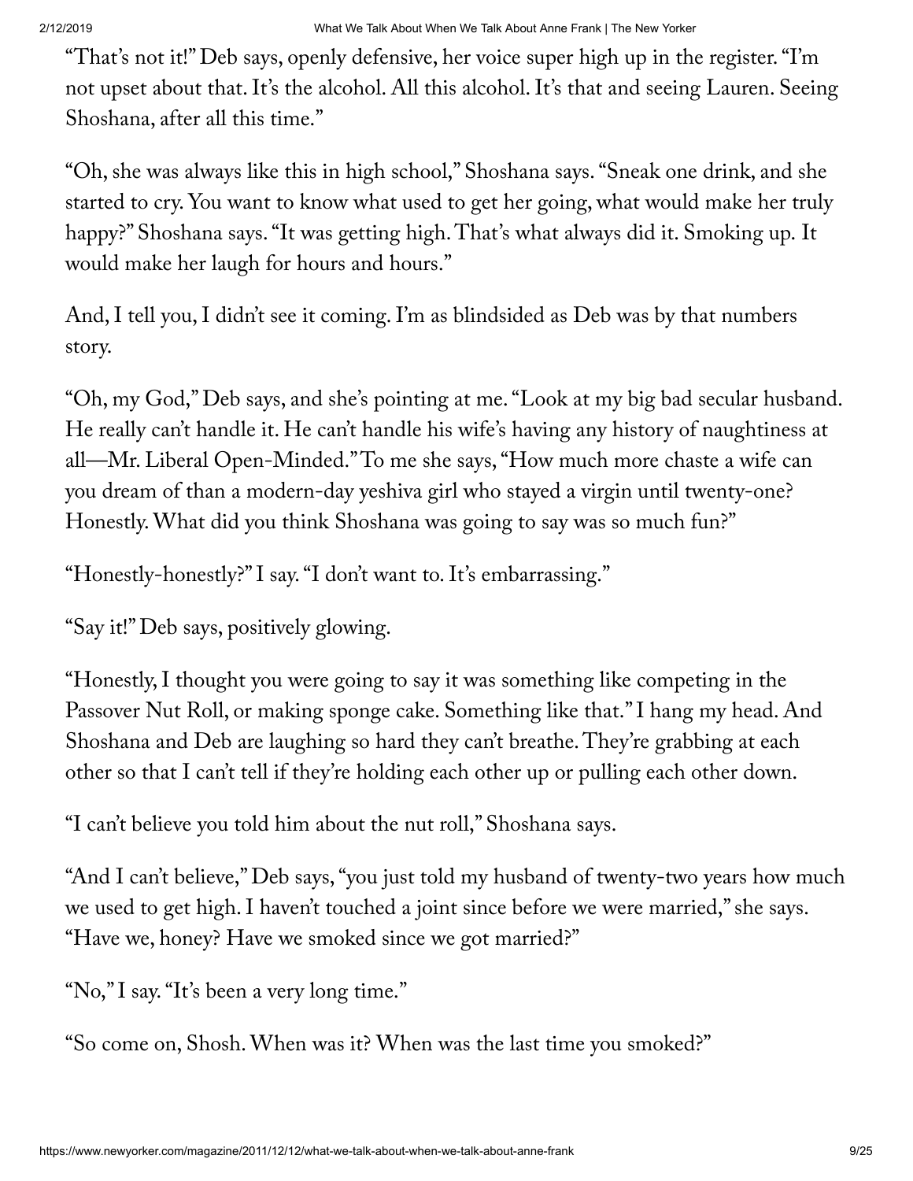"That's not it!" Deb says, openly defensive, her voice super high up in the register. "I'm not upset about that. It's the alcohol. All this alcohol. It's that and seeing Lauren. Seeing Shoshana, after all this time."

"Oh, she was always like this in high school," Shoshana says. "Sneak one drink, and she started to cry. You want to know what used to get her going, what would make her truly happy?" Shoshana says. "It was getting high. That's what always did it. Smoking up. It would make her laugh for hours and hours."

And, I tell you, I didn't see it coming. I'm as blindsided as Deb was by that numbers story.

"Oh, my God," Deb says, and she's pointing at me. "Look at my big bad secular husband. He really can't handle it. He can't handle his wife's having any history of naughtiness at all—Mr. Liberal Open-Minded." To me she says, "How much more chaste a wife can you dream of than a modern-day yeshiva girl who stayed a virgin until twenty-one? Honestly. What did you think Shoshana was going to say was so much fun?"

"Honestly-honestly?" I say. "I don't want to. It's embarrassing."

"Say it!" Deb says, positively glowing.

"Honestly, I thought you were going to say it was something like competing in the Passover Nut Roll, or making sponge cake. Something like that." I hang my head. And Shoshana and Deb are laughing so hard they can't breathe. They're grabbing at each other so that I can't tell if they're holding each other up or pulling each other down.

"I can't believe you told him about the nut roll," Shoshana says.

"And I can't believe," Deb says, "you just told my husband of twenty-two years how much we used to get high. I haven't touched a joint since before we were married," she says. "Have we, honey? Have we smoked since we got married?"

"No," I say. "It's been a very long time."

"So come on, Shosh. When was it? When was the last time you smoked?"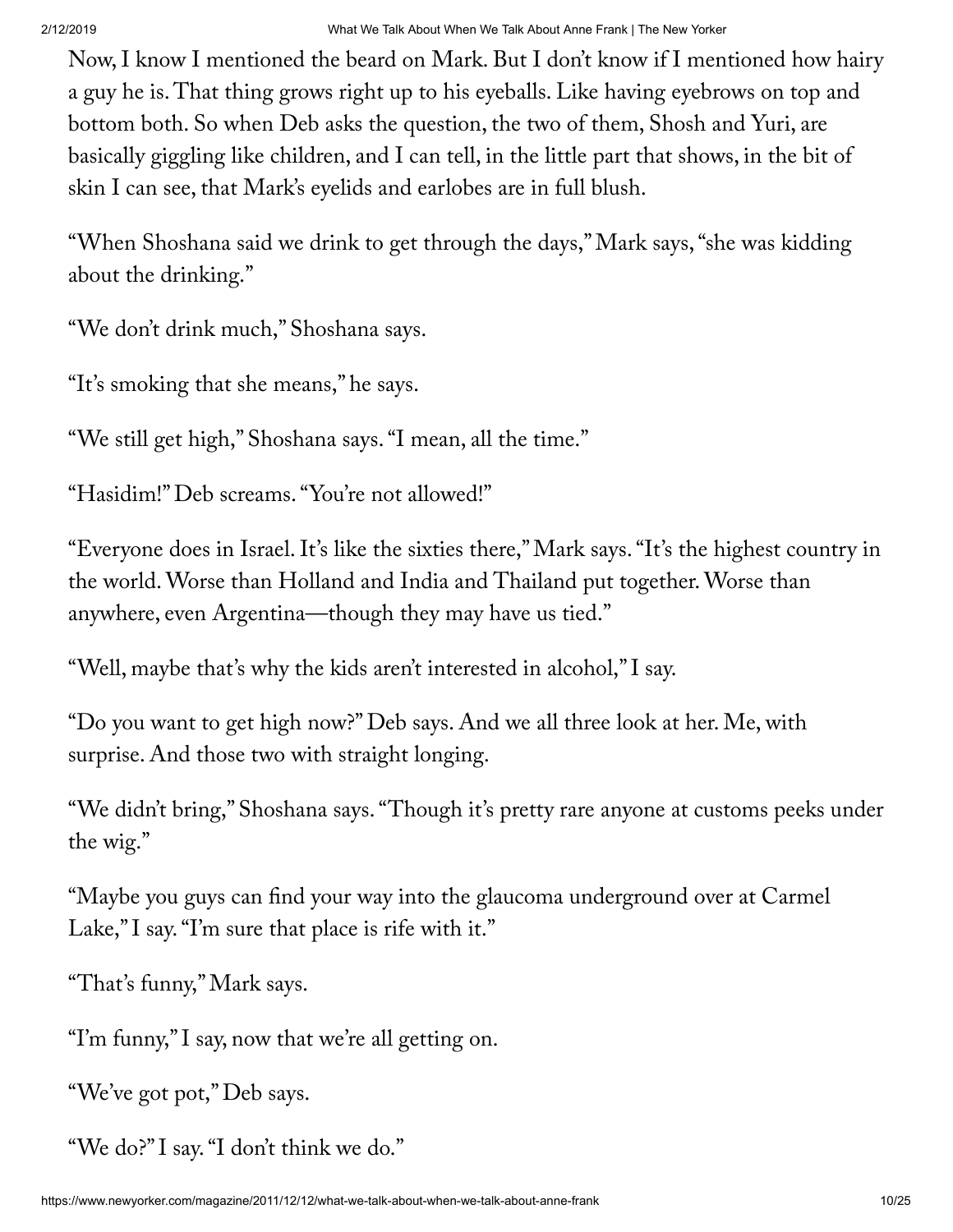Now, I know I mentioned the beard on Mark. But I don't know if I mentioned how hairy a guy he is. That thing grows right up to his eyeballs. Like having eyebrows on top and bottom both. So when Deb asks the question, the two of them, Shosh and Yuri, are basically giggling like children, and I can tell, in the little part that shows, in the bit of skin I can see, that Mark's eyelids and earlobes are in full blush.

"When Shoshana said we drink to get through the days," Mark says, "she was kidding about the drinking."

"We don't drink much," Shoshana says.

"It's smoking that she means," he says.

"We still get high," Shoshana says. "I mean, all the time."

"Hasidim!" Deb screams. "You're not allowed!"

"Everyone does in Israel. It's like the sixties there," Mark says. "It's the highest country in the world. Worse than Holland and India and Thailand put together. Worse than anywhere, even Argentina—though they may have us tied."

"Well, maybe that's why the kids aren't interested in alcohol," I say.

"Do you want to get high now?" Deb says. And we all three look at her. Me, with surprise. And those two with straight longing.

"We didn't bring," Shoshana says. "Though it's pretty rare anyone at customs peeks under the wig."

"Maybe you guys can find your way into the glaucoma underground over at Carmel Lake," I say. "I'm sure that place is rife with it."

"That's funny," Mark says.

"I'm funny," I say, now that we're all getting on.

"We've got pot," Deb says.

"We do?" I say. "I don't think we do."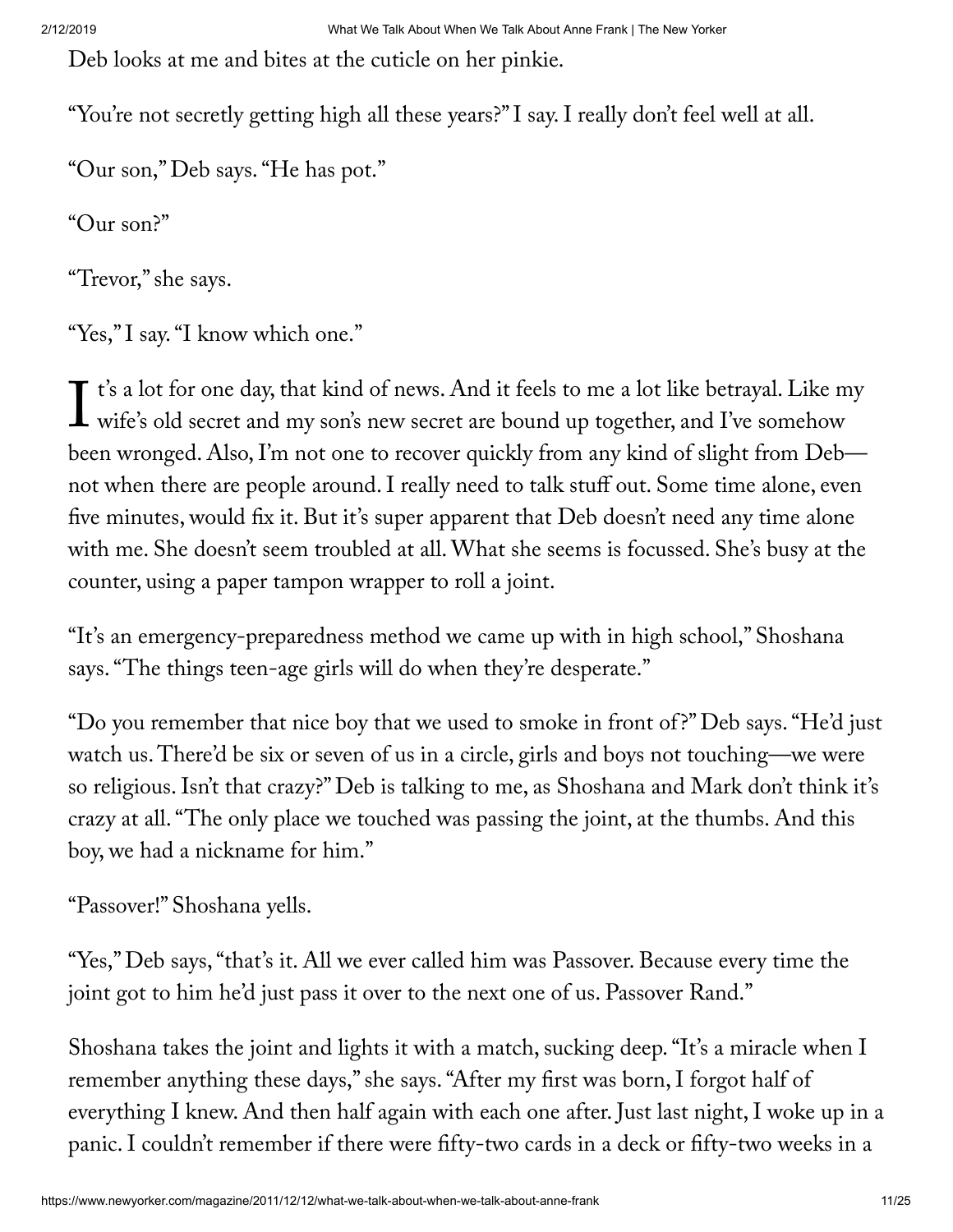Deb looks at me and bites at the cuticle on her pinkie.

"You're not secretly getting high all these years?" I say. I really don't feel well at all.

"Our son," Deb says. "He has pot."

"Our son?"

"Trevor," she says.

"Yes," I say. "I know which one."

It's a lot for one day, that kind of news. And it feels to me a lot like betrayal. Like my wife's old secret and my son's new secret are bound up together, and I've somehow been wronged. Also, I'm not one to recover quickly from any kind of slight from Deb—not when there are people around. I really need to talk stuff out. Some time alone, even five minutes, would fix it. But it's super apparent that Deb doesn't need any time alone with me. She doesn't seem troubled at all. What she seems is focussed. She's busy at the counter, using a paper tampon wrapper to roll a joint.

"It's an emergency-preparedness method we came up with in high school," Shoshana says. "The things teen-age girls will do when they're desperate."

"Do you remember that nice boy that we used to smoke in front of?" Deb says. "He'd just watch us. There'd be six or seven of us in a circle, girls and boys not touching—we were so religious. Isn't that crazy?" Deb is talking to me, as Shoshana and Mark don't think it's crazy at all. "The only place we touched was passing the joint, at the thumbs. And this boy, we had a nickname for him."

"Passover!" Shoshana yells.

"Yes," Deb says, "that's it. All we ever called him was Passover. Because every time the joint got to him he'd just pass it over to the next one of us. Passover Rand."

Shoshana takes the joint and lights it with a match, sucking deep. "It's a miracle when I remember anything these days," she says. "After my first was born, I forgot half of everything I knew. And then half again with each one after. Just last night, I woke up in a panic. I couldn't remember if there were fifty-two cards in a deck or fifty-two weeks in a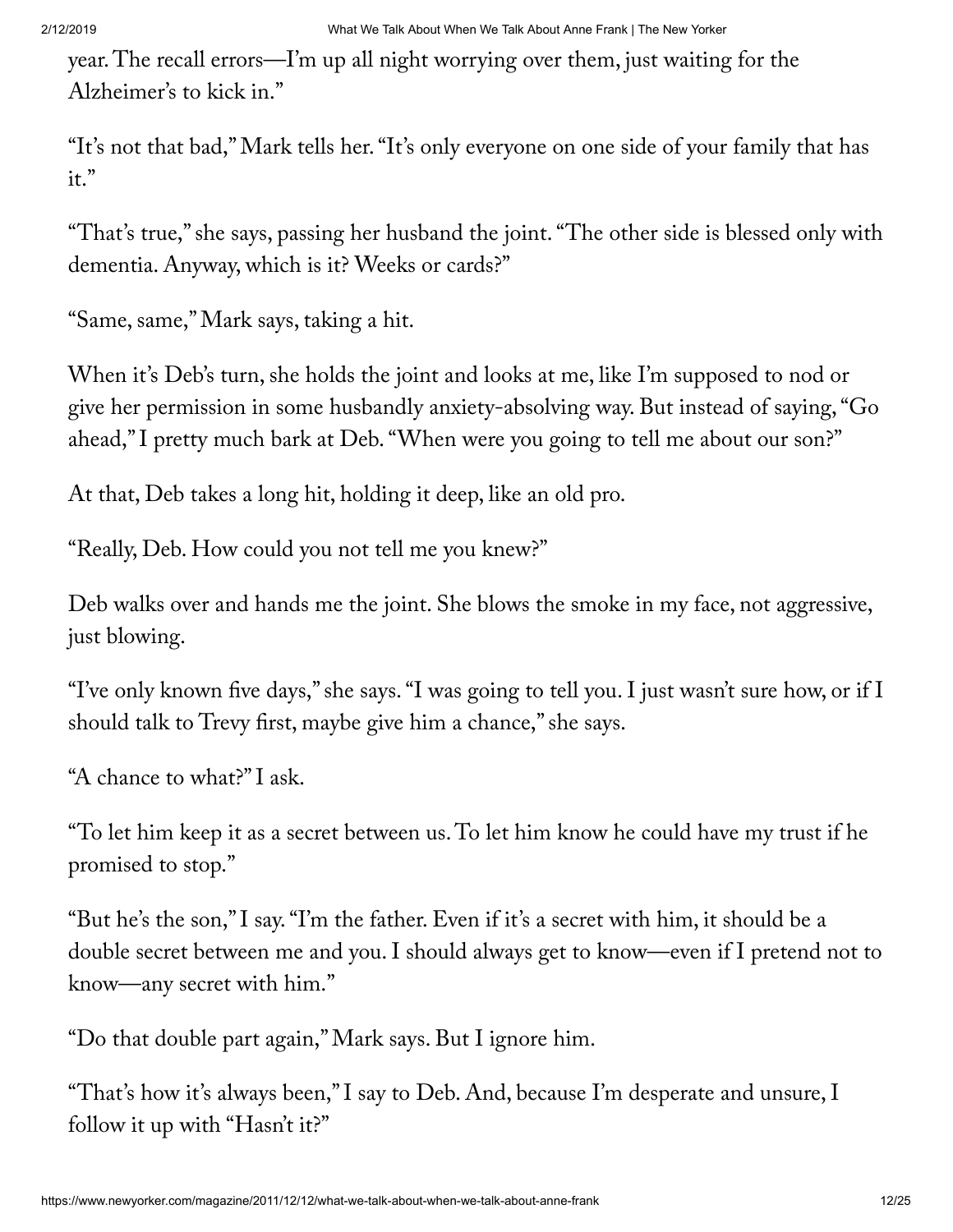year. The recall errors—I'm up all night worrying over them, just waiting for the Alzheimer's to kick in."

"It's not that bad," Mark tells her. "It's only everyone on one side of your family that has it."

"That's true," she says, passing her husband the joint. "The other side is blessed only with dementia. Anyway, which is it? Weeks or cards?"

"Same, same," Mark says, taking a hit.

When it's Deb's turn, she holds the joint and looks at me, like I'm supposed to nod or give her permission in some husbandly anxiety-absolving way. But instead of saying, "Go ahead," I pretty much bark at Deb. "When were you going to tell me about our son?"

At that, Deb takes a long hit, holding it deep, like an old pro.

"Really, Deb. How could you not tell me you knew?"

Deb walks over and hands me the joint. She blows the smoke in my face, not aggressive, just blowing.

"I've only known five days," she says. "I was going to tell you. I just wasn't sure how, or if I should talk to Trevy first, maybe give him a chance," she says.

"A chance to what?" I ask.

"To let him keep it as a secret between us. To let him know he could have my trust if he promised to stop."

"But he's the son," I say. "I'm the father. Even if it's a secret with him, it should be a double secret between me and you. I should always get to know—even if I pretend not to know—any secret with him."

"Do that double part again," Mark says. But I ignore him.

"That's how it's always been," I say to Deb. And, because I'm desperate and unsure, I follow it up with "Hasn't it?"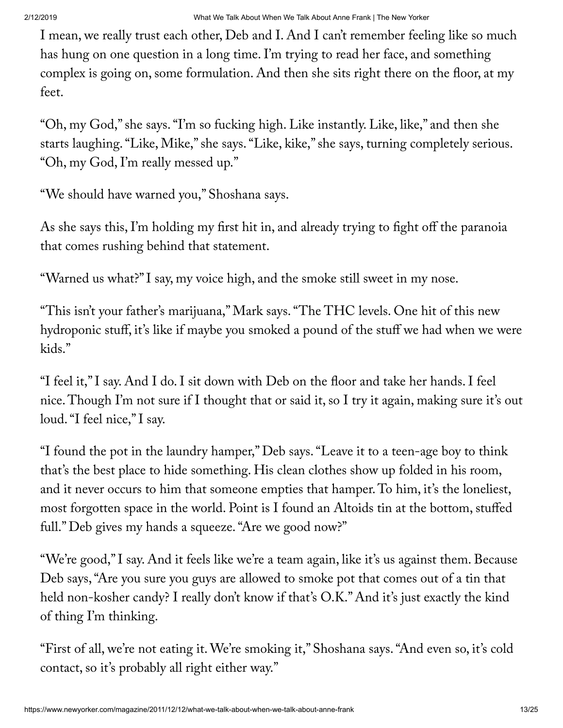I mean, we really trust each other, Deb and I. And I can't remember feeling like so much has hung on one question in a long time. I'm trying to read her face, and something complex is going on, some formulation. And then she sits right there on the floor, at my feet.

"Oh, my God," she says. "I'm so fucking high. Like instantly. Like, like," and then she starts laughing. "Like, Mike," she says. "Like, kike," she says, turning completely serious. "Oh, my God, I'm really messed up."

"We should have warned you," Shoshana says.

As she says this, I'm holding my first hit in, and already trying to fight off the paranoia that comes rushing behind that statement.

"Warned us what?" I say, my voice high, and the smoke still sweet in my nose.

"This isn't your father's marijuana," Mark says. "The THC levels. One hit of this new hydroponic stuff, it's like if maybe you smoked a pound of the stuff we had when we were kids."

"I feel it," I say. And I do. I sit down with Deb on the floor and take her hands. I feel nice. Though I'm not sure if I thought that or said it, so I try it again, making sure it's out loud. "I feel nice," I say.

"I found the pot in the laundry hamper," Deb says. "Leave it to a teen-age boy to think that's the best place to hide something. His clean clothes show up folded in his room, and it never occurs to him that someone empties that hamper. To him, it's the loneliest, most forgotten space in the world. Point is I found an Altoids tin at the bottom, stuffed full." Deb gives my hands a squeeze. "Are we good now?"

"We're good," I say. And it feels like we're a team again, like it's us against them. Because Deb says, "Are you sure you guys are allowed to smoke pot that comes out of a tin that held non-kosher candy? I really don't know if that's O.K." And it's just exactly the kind of thing I'm thinking.

"First of all, we're not eating it. We're smoking it," Shoshana says. "And even so, it's cold contact, so it's probably all right either way."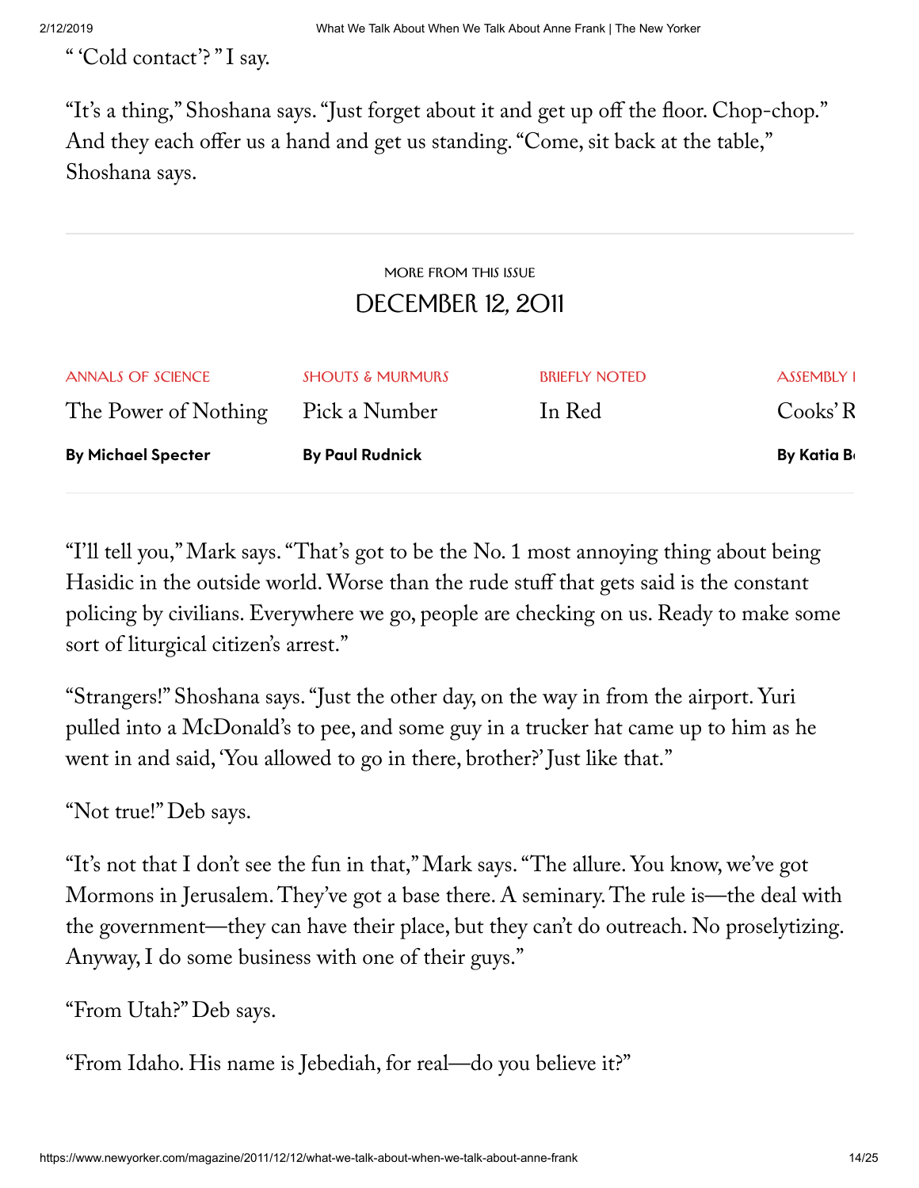" 'Cold contact'? " I say.

"It's a thing," Shoshana says. "Just forget about it and get up off the floor. Chop-chop." And they each offer us a hand and get us standing. "Come, sit back at the table," Shoshana says.

"I'll tell you," Mark says. "That's got to be the No. 1 most annoying thing about being Hasidic in the outside world. Worse than the rude stuff that gets said is the constant policing by civilians. Everywhere we go, people are checking on us. Ready to make some sort of liturgical citizen's arrest."

"Strangers!" Shoshana says. "Just the other day, on the way in from the airport. Yuri pulled into a McDonald's to pee, and some guy in a trucker hat came up to him as he went in and said, 'You allowed to go in there, brother?' Just like that."

"Not true!" Deb says.

"It's not that I don't see the fun in that," Mark says. "The allure. You know, we've got Mormons in Jerusalem. They've got a base there. A seminary. The rule is—the deal with the government—they can have their place, but they can't do outreach. No proselytizing. Anyway, I do some business with one of their guys."

"From Utah?" Deb says.

"From Idaho. His name is Jebediah, for real—do you believe it?"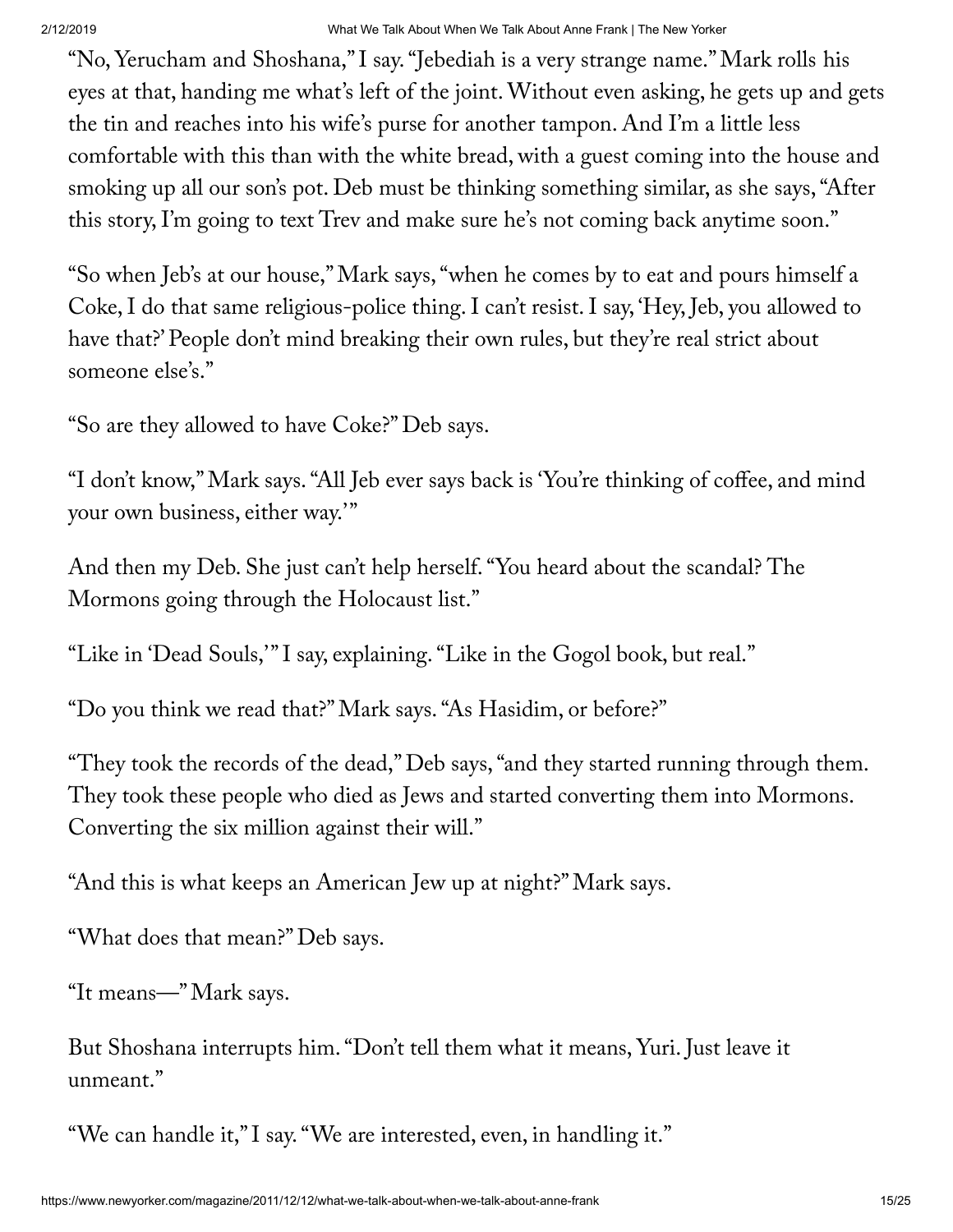"No, Yerucham and Shoshana," I say. "Jebediah is a very strange name." Mark rolls his eyes at that, handing me what's left of the joint. Without even asking, he gets up and gets the tin and reaches into his wife's purse for another tampon. And I'm a little less comfortable with this than with the white bread, with a guest coming into the house and smoking up all our son's pot. Deb must be thinking something similar, as she says, "After this story, I'm going to text Trev and make sure he's not coming back anytime soon."

"So when Jeb's at our house," Mark says, "when he comes by to eat and pours himself a Coke, I do that same religious-police thing. I can't resist. I say, 'Hey, Jeb, you allowed to have that?' People don't mind breaking their own rules, but they're real strict about someone else's."

"So are they allowed to have Coke?" Deb says.

"I don't know," Mark says. "All Jeb ever says back is 'You're thinking of coffee, and mind your own business, either way.'"

And then my Deb. She just can't help herself. "You heard about the scandal? The Mormons going through the Holocaust list."

"Like in 'Dead Souls,'" I say, explaining. "Like in the Gogol book, but real."

"Do you think we read that?" Mark says. "As Hasidim, or before?"

"They took the records of the dead," Deb says, "and they started running through them. They took these people who died as Jews and started converting them into Mormons. Converting the six million against their will."

"And this is what keeps an American Jew up at night?" Mark says.

"What does that mean?" Deb says.

"It means—" Mark says.

But Shoshana interrupts him. "Don't tell them what it means, Yuri. Just leave it unmeant."

"We can handle it," I say. "We are interested, even, in handling it."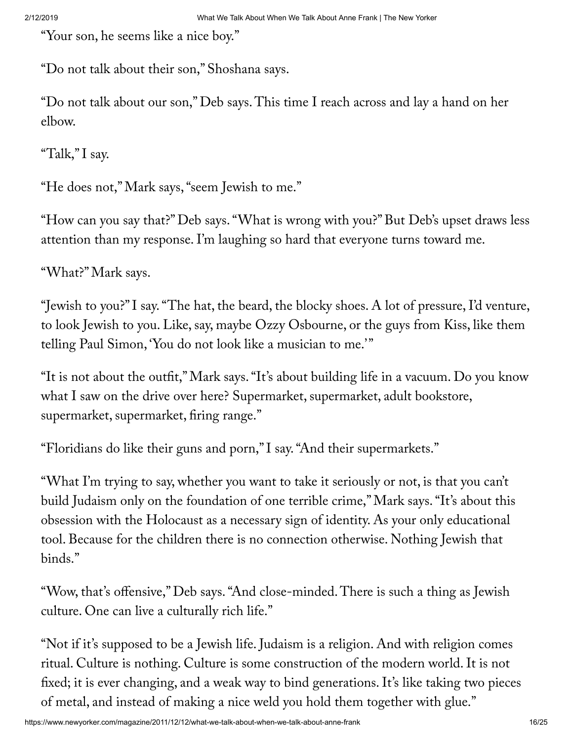"Your son, he seems like a nice boy."

"Do not talk about their son," Shoshana says.

"Do not talk about our son," Deb says. This time I reach across and lay a hand on her elbow.

"Talk," I say.

"He does not," Mark says, "seem Jewish to me."

"How can you say that?" Deb says. "What is wrong with you?" But Deb's upset draws less attention than my response. I'm laughing so hard that everyone turns toward me.

"What?" Mark says.

"Jewish to you?" I say. "The hat, the beard, the blocky shoes. A lot of pressure, I'd venture, to look Jewish to you. Like, say, maybe Ozzy Osbourne, or the guys from Kiss, like them telling Paul Simon, 'You do not look like a musician to me.'"

"It is not about the outfit," Mark says. "It's about building life in a vacuum. Do you know what I saw on the drive over here? Supermarket, supermarket, adult bookstore, supermarket, supermarket, firing range."

"Floridians do like their guns and porn," I say. "And their supermarkets."

"What I'm trying to say, whether you want to take it seriously or not, is that you can't build Judaism only on the foundation of one terrible crime," Mark says. "It's about this obsession with the Holocaust as a necessary sign of identity. As your only educational tool. Because for the children there is no connection otherwise. Nothing Jewish that binds."

"Wow, that's offensive," Deb says. "And close-minded. There is such a thing as Jewish culture. One can live a culturally rich life."

"Not if it's supposed to be a Jewish life. Judaism is a religion. And with religion comes ritual. Culture is nothing. Culture is some construction of the modern world. It is not fixed; it is ever changing, and a weak way to bind generations. It's like taking two pieces of metal, and instead of making a nice weld you hold them together with glue."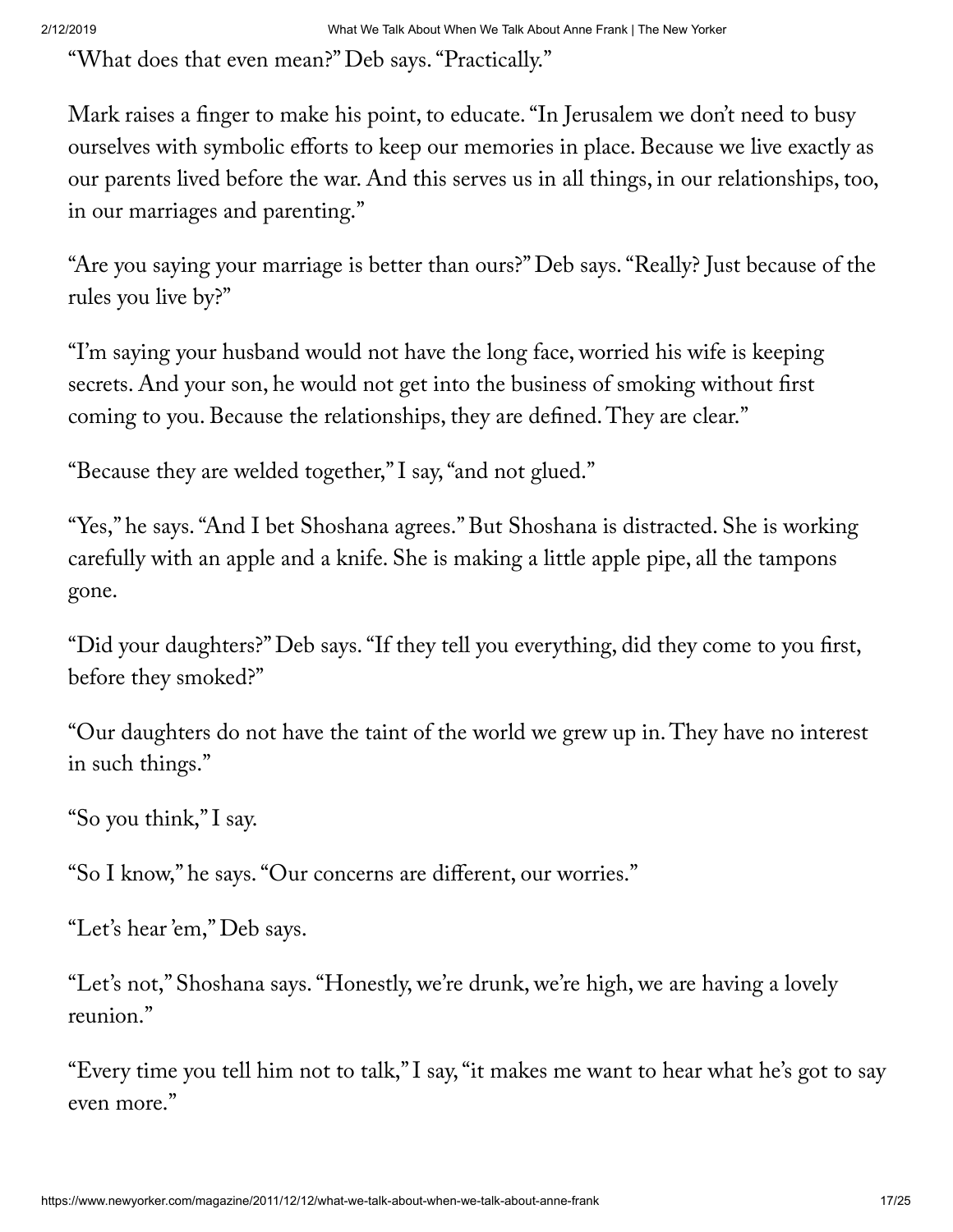"What does that even mean?" Deb says. "Practically."

Mark raises a finger to make his point, to educate. "In Jerusalem we don't need to busy ourselves with symbolic efforts to keep our memories in place. Because we live exactly as our parents lived before the war. And this serves us in all things, in our relationships, too, in our marriages and parenting."

"Are you saying your marriage is better than ours?" Deb says. "Really? Just because of the rules you live by?"

"I'm saying your husband would not have the long face, worried his wife is keeping secrets. And your son, he would not get into the business of smoking without first coming to you. Because the relationships, they are defined. They are clear."

"Because they are welded together," I say, "and not glued."

"Yes," he says. "And I bet Shoshana agrees." But Shoshana is distracted. She is working carefully with an apple and a knife. She is making a little apple pipe, all the tampons gone.

"Did your daughters?" Deb says. "If they tell you everything, did they come to you first, before they smoked?"

"Our daughters do not have the taint of the world we grew up in. They have no interest in such things."

"So you think," I say.

"So I know," he says. "Our concerns are different, our worries."

"Let's hear 'em," Deb says.

"Let's not," Shoshana says. "Honestly, we're drunk, we're high, we are having a lovely reunion."

"Every time you tell him not to talk," I say, "it makes me want to hear what he's got to say even more."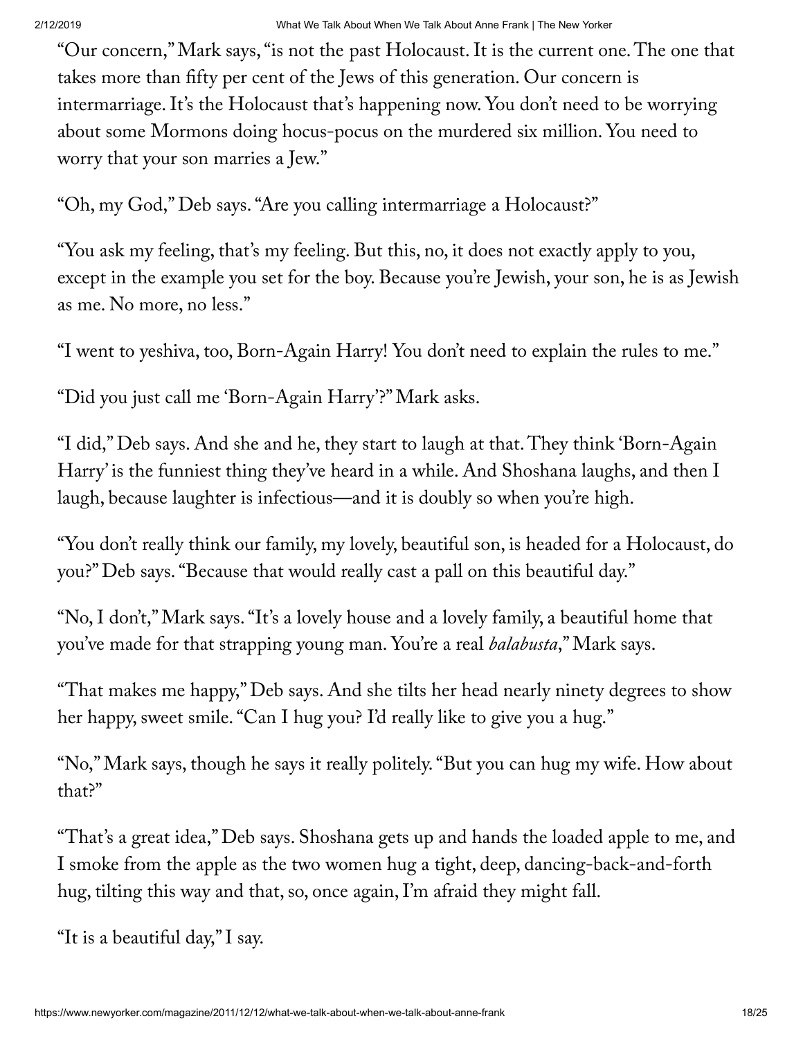"Our concern," Mark says, "is not the past Holocaust. It is the current one. The one that takes more than fifty per cent of the Jews of this generation. Our concern is intermarriage. It's the Holocaust that's happening now. You don't need to be worrying about some Mormons doing hocus-pocus on the murdered six million. You need to worry that your son marries a Jew."

"Oh, my God," Deb says. "Are you calling intermarriage a Holocaust?"

"You ask my feeling, that's my feeling. But this, no, it does not exactly apply to you, except in the example you set for the boy. Because you're Jewish, your son, he is as Jewish as me. No more, no less."

"I went to yeshiva, too, Born-Again Harry! You don't need to explain the rules to me."

"Did you just call me 'Born-Again Harry'?" Mark asks.

"I did," Deb says. And she and he, they start to laugh at that. They think 'Born-Again Harry' is the funniest thing they've heard in a while. And Shoshana laughs, and then I laugh, because laughter is infectious—and it is doubly so when you're high.

"You don't really think our family, my lovely, beautiful son, is headed for a Holocaust, do you?" Deb says. "Because that would really cast a pall on this beautiful day."

"No, I don't," Mark says. "It's a lovely house and a lovely family, a beautiful home that you've made for that strapping young man. You're a real *balabusta*," Mark says.

"That makes me happy," Deb says. And she tilts her head nearly ninety degrees to show her happy, sweet smile. "Can I hug you? I'd really like to give you a hug."

"No," Mark says, though he says it really politely. "But you can hug my wife. How about that?"

"That's a great idea," Deb says. Shoshana gets up and hands the loaded apple to me, and I smoke from the apple as the two women hug a tight, deep, dancing-back-and-forth hug, tilting this way and that, so, once again, I'm afraid they might fall.

"It is a beautiful day," I say.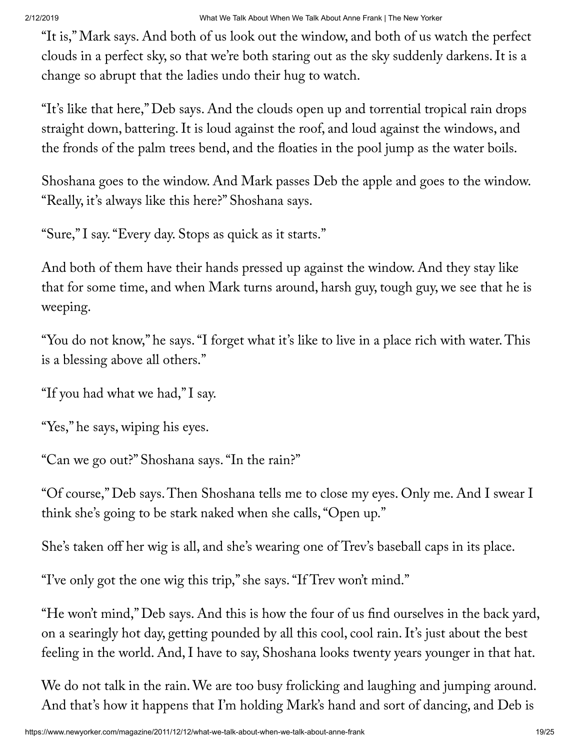"It is," Mark says. And both of us look out the window, and both of us watch the perfect clouds in a perfect sky, so that we're both staring out as the sky suddenly darkens. It is a change so abrupt that the ladies undo their hug to watch.

"It's like that here," Deb says. And the clouds open up and torrential tropical rain drops straight down, battering. It is loud against the roof, and loud against the windows, and the fronds of the palm trees bend, and the floaties in the pool jump as the water boils.

Shoshana goes to the window. And Mark passes Deb the apple and goes to the window. "Really, it's always like this here?" Shoshana says.

"Sure," I say. "Every day. Stops as quick as it starts."

And both of them have their hands pressed up against the window. And they stay like that for some time, and when Mark turns around, harsh guy, tough guy, we see that he is weeping.

"You do not know," he says. "I forget what it's like to live in a place rich with water. This is a blessing above all others."

"If you had what we had," I say.

"Yes," he says, wiping his eyes.

"Can we go out?" Shoshana says. "In the rain?"

"Of course," Deb says. Then Shoshana tells me to close my eyes. Only me. And I swear I think she's going to be stark naked when she calls, "Open up."

She's taken off her wig is all, and she's wearing one of Trev's baseball caps in its place.

"I've only got the one wig this trip," she says. "If Trev won't mind."

"He won't mind," Deb says. And this is how the four of us find ourselves in the back yard, on a searingly hot day, getting pounded by all this cool, cool rain. It's just about the best feeling in the world. And, I have to say, Shoshana looks twenty years younger in that hat.

We do not talk in the rain. We are too busy frolicking and laughing and jumping around. And that's how it happens that I'm holding Mark's hand and sort of dancing, and Deb is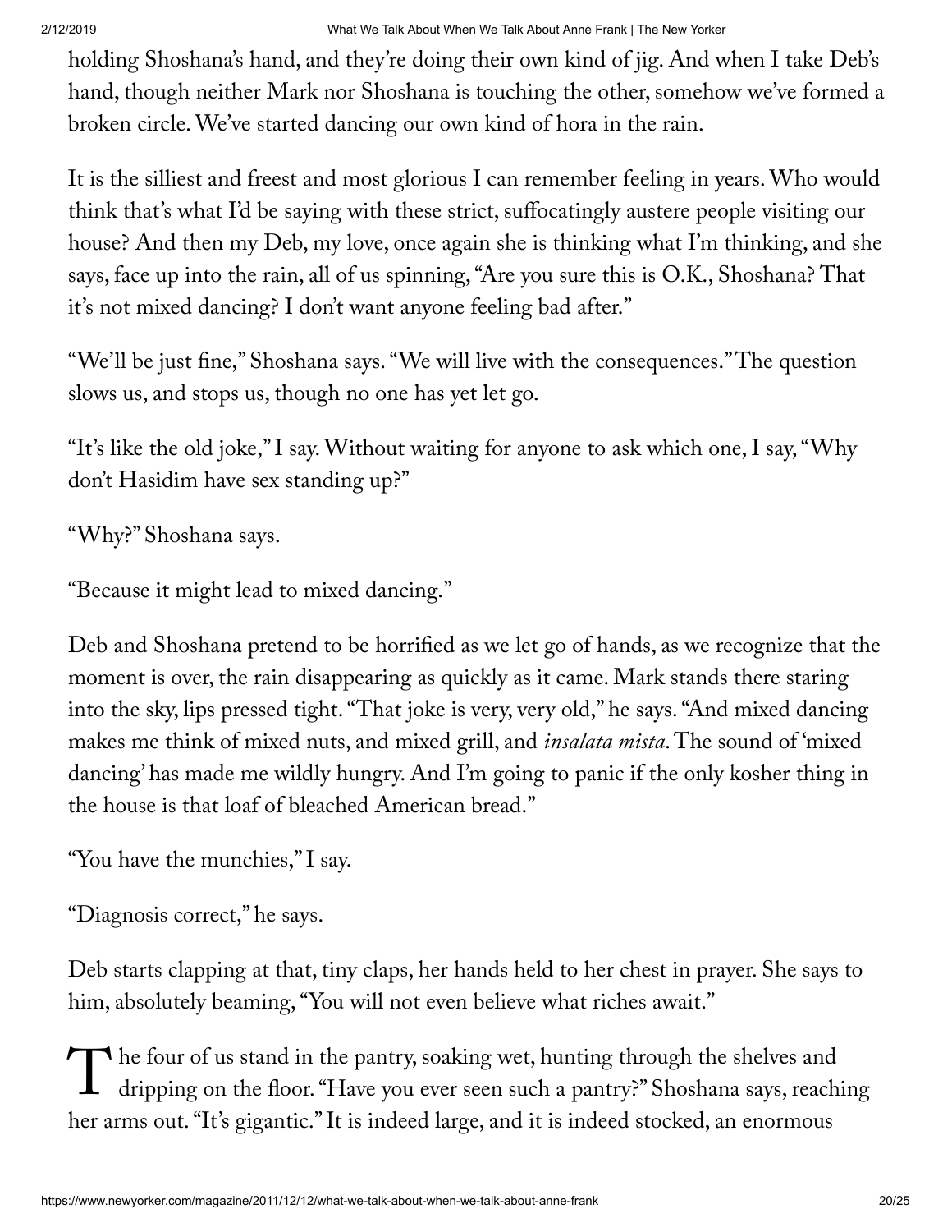holding Shoshana's hand, and they're doing their own kind of jig. And when I take Deb's hand, though neither Mark nor Shoshana is touching the other, somehow we've formed a broken circle. We've started dancing our own kind of hora in the rain.

It is the silliest and freest and most glorious I can remember feeling in years. Who would think that's what I'd be saying with these strict, suffocatingly austere people visiting our house? And then my Deb, my love, once again she is thinking what I'm thinking, and she says, face up into the rain, all of us spinning, "Are you sure this is O.K., Shoshana? That it's not mixed dancing? I don't want anyone feeling bad after."

"We'll be just fine," Shoshana says. "We will live with the consequences." The question slows us, and stops us, though no one has yet let go.

"It's like the old joke," I say. Without waiting for anyone to ask which one, I say, "Why don't Hasidim have sex standing up?"

"Why?" Shoshana says.

"Because it might lead to mixed dancing."

Deb and Shoshana pretend to be horrified as we let go of hands, as we recognize that the moment is over, the rain disappearing as quickly as it came. Mark stands there staring into the sky, lips pressed tight. "That joke is very, very old," he says. "And mixed dancing makes me think of mixed nuts, and mixed grill, and *insalata mista*. The sound of 'mixed dancing' has made me wildly hungry. And I'm going to panic if the only kosher thing in the house is that loaf of bleached American bread."

"You have the munchies," I say.

"Diagnosis correct," he says.

Deb starts clapping at that, tiny claps, her hands held to her chest in prayer. She says to him, absolutely beaming, "You will not even believe what riches await."

The four of us stand in the pantry, soaking wet, hunting through the shelves and dripping on the floor. "Have you ever seen such a pantry?" Shoshana says, reaching her arms out. "It's gigantic." It is indeed large, and it is indeed stocked, an enormous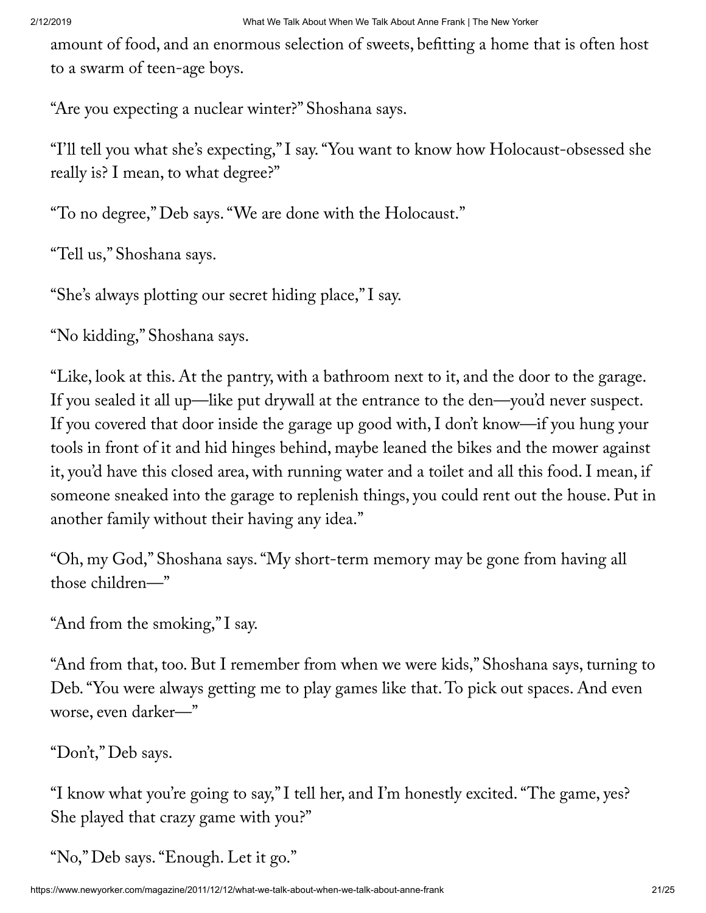amount of food, and an enormous selection of sweets, befitting a home that is often host to a swarm of teen-age boys.

"Are you expecting a nuclear winter?" Shoshana says.

"I'll tell you what she's expecting," I say. "You want to know how Holocaust-obsessed she really is? I mean, to what degree?"

"To no degree," Deb says. "We are done with the Holocaust."

"Tell us," Shoshana says.

"She's always plotting our secret hiding place," I say.

"No kidding," Shoshana says.

"Like, look at this. At the pantry, with a bathroom next to it, and the door to the garage. If you sealed it all up—like put drywall at the entrance to the den—you'd never suspect. If you covered that door inside the garage up good with, I don't know—if you hung your tools in front of it and hid hinges behind, maybe leaned the bikes and the mower against it, you'd have this closed area, with running water and a toilet and all this food. I mean, if someone sneaked into the garage to replenish things, you could rent out the house. Put in another family without their having any idea."

"Oh, my God," Shoshana says. "My short-term memory may be gone from having all those children—"

"And from the smoking," I say.

"And from that, too. But I remember from when we were kids," Shoshana says, turning to Deb. "You were always getting me to play games like that. To pick out spaces. And even worse, even darker—"

"Don't," Deb says.

"I know what you're going to say," I tell her, and I'm honestly excited. "The game, yes? She played that crazy game with you?"

"No," Deb says. "Enough. Let it go."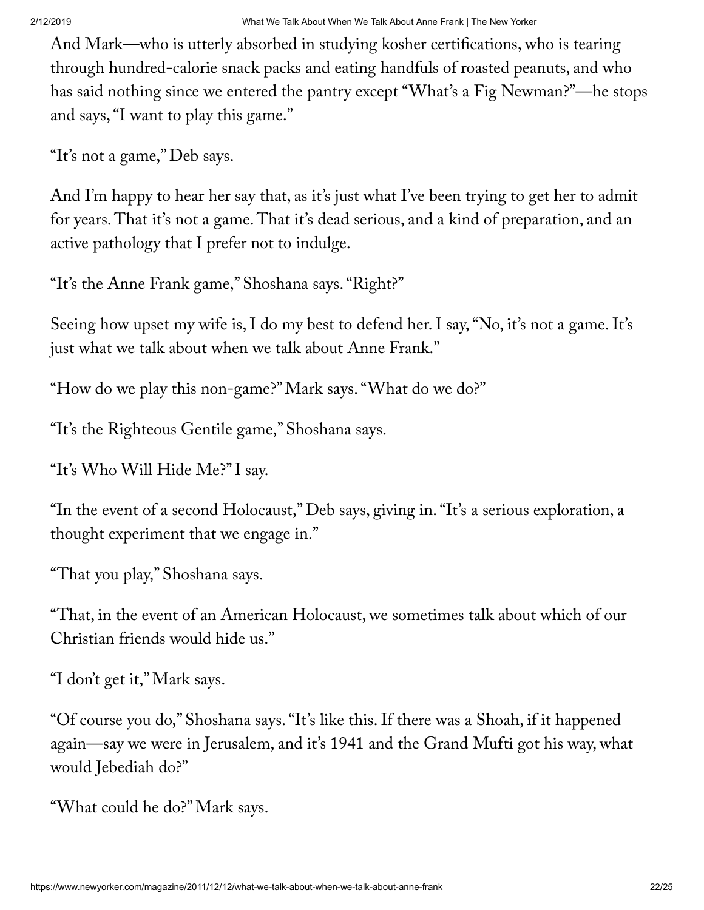And Mark—who is utterly absorbed in studying kosher certifications, who is tearing through hundred-calorie snack packs and eating handfuls of roasted peanuts, and who has said nothing since we entered the pantry except "What's a Fig Newman?"—he stops and says, "I want to play this game."

"It's not a game," Deb says.

And I'm happy to hear her say that, as it's just what I've been trying to get her to admit for years. That it's not a game. That it's dead serious, and a kind of preparation, and an active pathology that I prefer not to indulge.

"It's the Anne Frank game," Shoshana says. "Right?"

Seeing how upset my wife is, I do my best to defend her. I say, "No, it's not a game. It's just what we talk about when we talk about Anne Frank."

"How do we play this non-game?" Mark says. "What do we do?"

"It's the Righteous Gentile game," Shoshana says.

"It's Who Will Hide Me?" I say.

"In the event of a second Holocaust," Deb says, giving in. "It's a serious exploration, a thought experiment that we engage in."

"That you play," Shoshana says.

"That, in the event of an American Holocaust, we sometimes talk about which of our Christian friends would hide us."

"I don't get it," Mark says.

"Of course you do," Shoshana says. "It's like this. If there was a Shoah, if it happened again—say we were in Jerusalem, and it's 1941 and the Grand Mufti got his way, what would Jebediah do?"

"What could he do?" Mark says.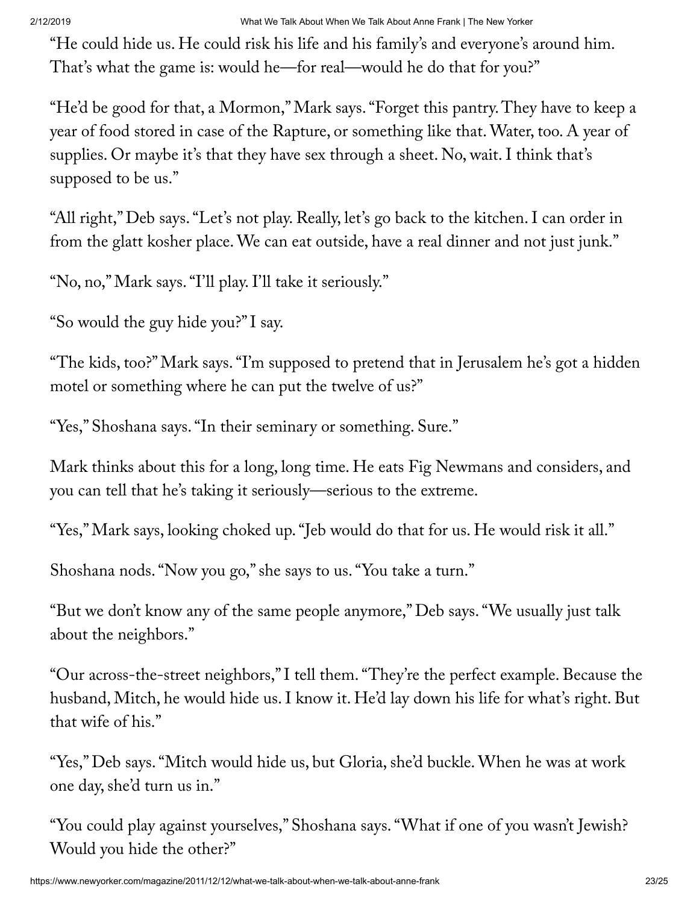"He could hide us. He could risk his life and his family's and everyone's around him. That's what the game is: would he—for real—would he do that for you?"

"He'd be good for that, a Mormon," Mark says. "Forget this pantry. They have to keep a year of food stored in case of the Rapture, or something like that. Water, too. A year of supplies. Or maybe it's that they have sex through a sheet. No, wait. I think that's supposed to be us."

"All right," Deb says. "Let's not play. Really, let's go back to the kitchen. I can order in from the glatt kosher place. We can eat outside, have a real dinner and not just junk."

"No, no," Mark says. "I'll play. I'll take it seriously."

"So would the guy hide you?" I say.

"The kids, too?" Mark says. "I'm supposed to pretend that in Jerusalem he's got a hidden motel or something where he can put the twelve of us?"

"Yes," Shoshana says. "In their seminary or something. Sure."

Mark thinks about this for a long, long time. He eats Fig Newmans and considers, and you can tell that he's taking it seriously—serious to the extreme.

"Yes," Mark says, looking choked up. "Jeb would do that for us. He would risk it all."

Shoshana nods. "Now you go," she says to us. "You take a turn."

"But we don't know any of the same people anymore," Deb says. "We usually just talk about the neighbors."

"Our across-the-street neighbors," I tell them. "They're the perfect example. Because the husband, Mitch, he would hide us. I know it. He'd lay down his life for what's right. But that wife of his."

"Yes," Deb says. "Mitch would hide us, but Gloria, she'd buckle. When he was at work one day, she'd turn us in."

"You could play against yourselves," Shoshana says. "What if one of you wasn't Jewish? Would you hide the other?"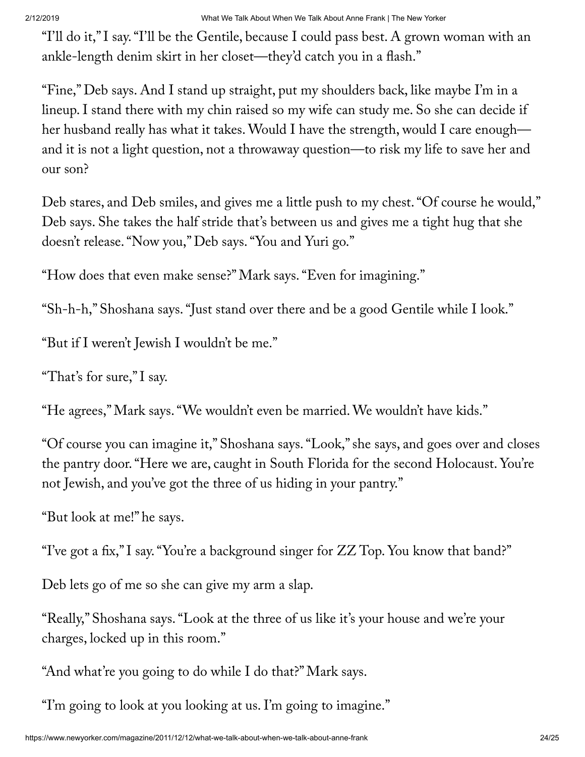"I'll do it," I say. "I'll be the Gentile, because I could pass best. A grown woman with an ankle-length denim skirt in her closet—they'd catch you in a flash."

"Fine," Deb says. And I stand up straight, put my shoulders back, like maybe I'm in a lineup. I stand there with my chin raised so my wife can study me. So she can decide if her husband really has what it takes. Would I have the strength, would I care enough—and it is not a light question, not a throwaway question—to risk my life to save her and our son?

Deb stares, and Deb smiles, and gives me a little push to my chest. "Of course he would," Deb says. She takes the half stride that's between us and gives me a tight hug that she doesn't release. "Now you," Deb says. "You and Yuri go."

"How does that even make sense?" Mark says. "Even for imagining."

"Sh-h-h," Shoshana says. "Just stand over there and be a good Gentile while I look."

"But if I weren't Jewish I wouldn't be me."

"That's for sure," I say.

"He agrees," Mark says. "We wouldn't even be married. We wouldn't have kids."

"Of course you can imagine it," Shoshana says. "Look," she says, and goes over and closes the pantry door. "Here we are, caught in South Florida for the second Holocaust. You're not Jewish, and you've got the three of us hiding in your pantry."

"But look at me!" he says.

"I've got a fix," I say. "You're a background singer for ZZ Top. You know that band?"

Deb lets go of me so she can give my arm a slap.

"Really," Shoshana says. "Look at the three of us like it's your house and we're your charges, locked up in this room."

"And what're you going to do while I do that?" Mark says.

"I'm going to look at you looking at us. I'm going to imagine."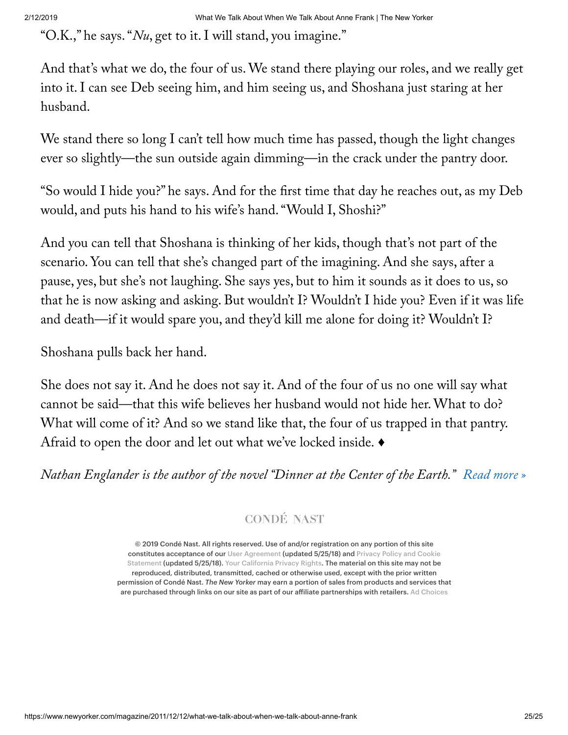"O.K.," he says. "*Nu*, get to it. I will stand, you imagine."

And that's what we do, the four of us. We stand there playing our roles, and we really get into it. I can see Deb seeing him, and him seeing us, and Shoshana just staring at her husband.

We stand there so long I can't tell how much time has passed, though the light changes ever so slightly—the sun outside again dimming—in the crack under the pantry door.

"So would I hide you?" he says. And for the first time that day he reaches out, as my Deb would, and puts his hand to his wife's hand. "Would I, Shoshi?"

And you can tell that Shoshana is thinking of her kids, though that's not part of the scenario. You can tell that she's changed part of the imagining. And she says, after a pause, yes, but she's not laughing. She says yes, but to him it sounds as it does to us, so that he is now asking and asking. But wouldn't I? Wouldn't I hide you? Even if it was life and death—if it would spare you, and they'd kill me alone for doing it? Wouldn't I?

Shoshana pulls back her hand.

She does not say it. And he does not say it. And of the four of us no one will say what cannot be said—that this wife believes her husband would not hide her. What to do? What will come of it? And so we stand like that, the four of us trapped in that pantry. Afraid to open the door and let out what we've locked inside. ♦

*Nathan Englander is the author of the novel "Dinner at the Center of the Earth."* *Read more »*

CONDÉ NAST

© 2019 Condé Nast. All rights reserved. Use of and/or registration on any portion of this site constitutes acceptance of our User Agreement (updated 5/25/18) and Privacy Policy and Cookie Statement (updated 5/25/18). Your California Privacy Rights. The material on this site may not be reproduced, distributed, transmitted, cached or otherwise used, except with the prior written permission of Condé Nast. *The New Yorker* may earn a portion of sales from products and services that are purchased through links on our site as part of our affiliate partnerships with retailers. Ad Choices